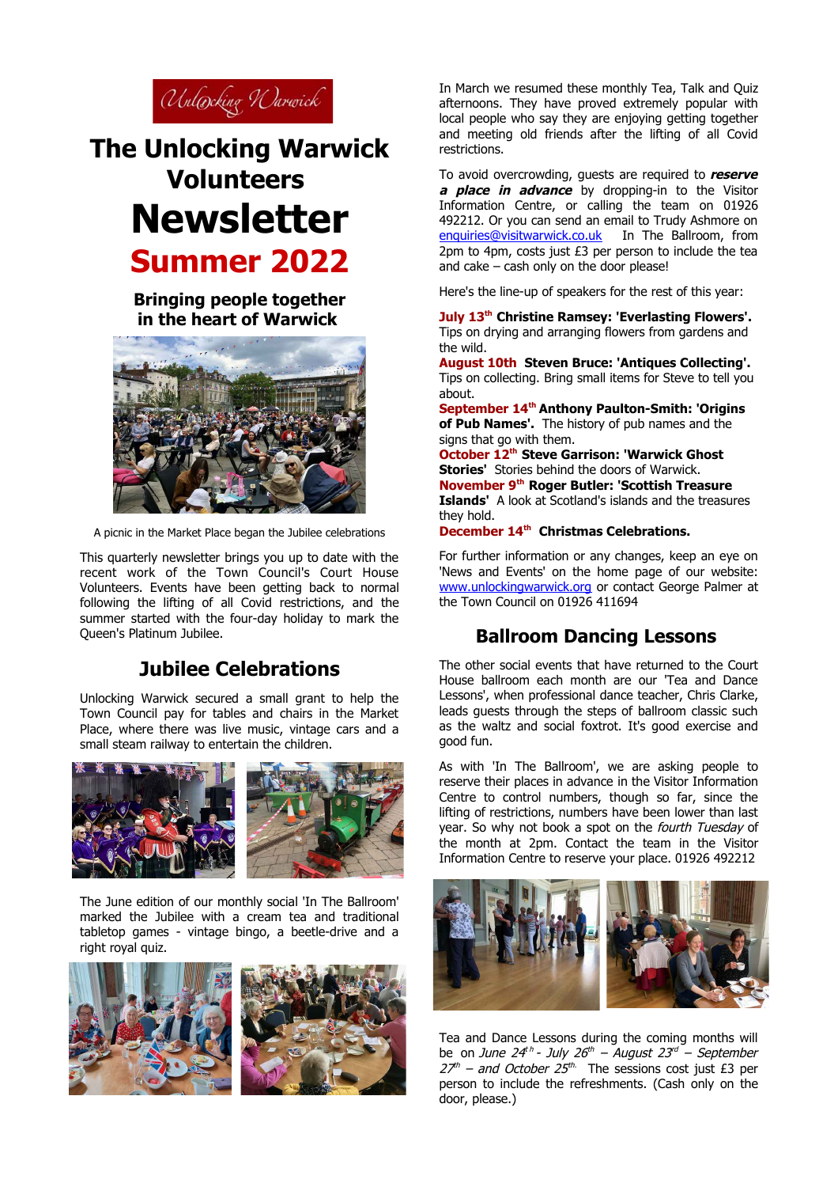Unlocking Warwick

# The Unlocking Warwick Volunteers Newsletter

## Summer 2022

### Bringing people together in the heart of Warwick

A picnic in the Market Place began the Jubilee celebrations

This quarterly newsletter brings you up to date with the recent work of the Town Council's Court House Volunteers. Events have been getting back to normal following the lifting of all Covid restrictions, and the summer started with the four-day holiday to mark the Queen's Platinum Jubilee.

## Jubilee Celebrations

Unlocking Warwick secured a small grant to help the Town Council pay for tables and chairs in the Market Place, where there was live music, vintage cars and a small steam railway to entertain the children.

The June edition of our monthly social 'In The Ballroom' marked the Jubilee with a cream tea and traditional tabletop games - vintage bingo, a beetle-drive and a right royal quiz.

In March we resumed these monthly Tea, Talk and Quiz afternoons. They have proved extremely popular with local people who say they are enjoying getting together and meeting old friends after the lifting of all Covid restrictions.

To avoid overcrowding, guests are required to ***reserve a place in advance*** by dropping-in to the Visitor Information Centre, or calling the team on 01926 492212. Or you can send an email to Trudy Ashmore on enquiries@visitwarwick.co.uk In The Ballroom, from 2pm to 4pm, costs just £3 per person to include the tea and cake – cash only on the door please!

Here's the line-up of speakers for the rest of this year:

**July 13th Christine Ramsey: 'Everlasting Flowers'.** Tips on drying and arranging flowers from gardens and the wild.
**August 10th Steven Bruce: 'Antiques Collecting'.** Tips on collecting. Bring small items for Steve to tell you about.
**September 14th Anthony Paulton-Smith: 'Origins of Pub Names'.** The history of pub names and the signs that go with them.
**October 12th Steve Garrison: 'Warwick Ghost Stories'** Stories behind the doors of Warwick.
**November 9th Roger Butler: 'Scottish Treasure Islands'** A look at Scotland's islands and the treasures they hold.
**December 14th Christmas Celebrations.**

For further information or any changes, keep an eye on 'News and Events' on the home page of our website: www.unlockingwarwick.org or contact George Palmer at the Town Council on 01926 411694

## Ballroom Dancing Lessons

The other social events that have returned to the Court House ballroom each month are our 'Tea and Dance Lessons', when professional dance teacher, Chris Clarke, leads guests through the steps of ballroom classic such as the waltz and social foxtrot. It's good exercise and good fun.

As with 'In The Ballroom', we are asking people to reserve their places in advance in the Visitor Information Centre to control numbers, though so far, since the lifting of restrictions, numbers have been lower than last year. So why not book a spot on the *fourth Tuesday* of the month at 2pm. Contact the team in the Visitor Information Centre to reserve your place. 01926 492212

Tea and Dance Lessons during the coming months will be on *June 24th - July 26th – August 23rd – September 27th – and October 25th.* The sessions cost just £3 per person to include the refreshments. (Cash only on the door, please.)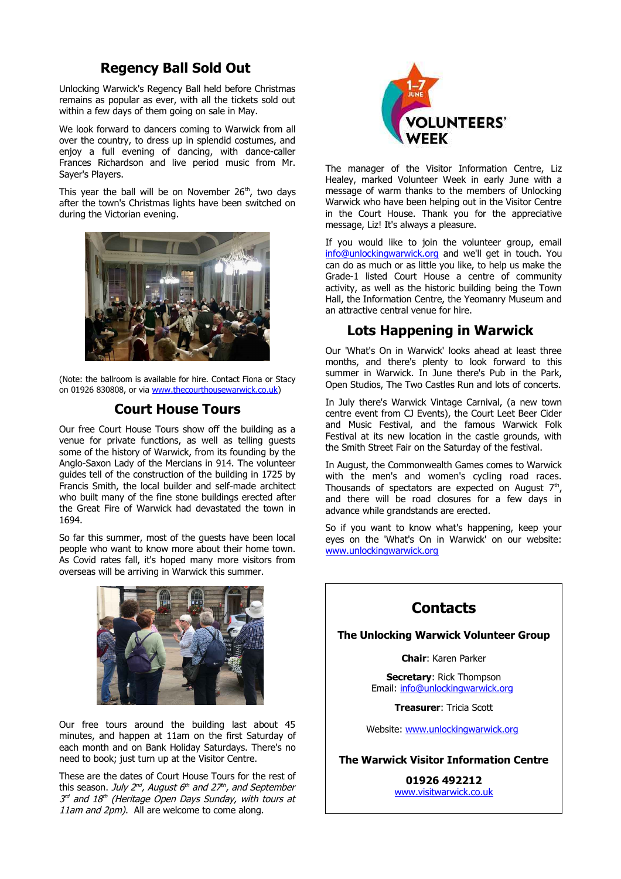## Regency Ball Sold Out

Unlocking Warwick's Regency Ball held before Christmas remains as popular as ever, with all the tickets sold out within a few days of them going on sale in May.

We look forward to dancers coming to Warwick from all over the country, to dress up in splendid costumes, and enjoy a full evening of dancing, with dance-caller Frances Richardson and live period music from Mr. Sayer's Players.

This year the ball will be on November 26th, two days after the town's Christmas lights have been switched on during the Victorian evening.

(Note: the ballroom is available for hire. Contact Fiona or Stacy on 01926 830808, or via www.thecourthousewarwick.co.uk)

## Court House Tours

Our free Court House Tours show off the building as a venue for private functions, as well as telling guests some of the history of Warwick, from its founding by the Anglo-Saxon Lady of the Mercians in 914. The volunteer guides tell of the construction of the building in 1725 by Francis Smith, the local builder and self-made architect who built many of the fine stone buildings erected after the Great Fire of Warwick had devastated the town in 1694.

So far this summer, most of the guests have been local people who want to know more about their home town. As Covid rates fall, it's hoped many more visitors from overseas will be arriving in Warwick this summer.

Our free tours around the building last about 45 minutes, and happen at 11am on the first Saturday of each month and on Bank Holiday Saturdays. There's no need to book; just turn up at the Visitor Centre.

These are the dates of Court House Tours for the rest of this season. *July 2nd, August 6th and 27th, and September 3rd and 18th (Heritage Open Days Sunday, with tours at 11am and 2pm).* All are welcome to come along.

1–7 JUNE VOLUNTEERS' WEEK

The manager of the Visitor Information Centre, Liz Healey, marked Volunteer Week in early June with a message of warm thanks to the members of Unlocking Warwick who have been helping out in the Visitor Centre in the Court House. Thank you for the appreciative message, Liz! It's always a pleasure.

If you would like to join the volunteer group, email info@unlockingwarwick.org and we'll get in touch. You can do as much or as little you like, to help us make the Grade-1 listed Court House a centre of community activity, as well as the historic building being the Town Hall, the Information Centre, the Yeomanry Museum and an attractive central venue for hire.

## Lots Happening in Warwick

Our 'What's On in Warwick' looks ahead at least three months, and there's plenty to look forward to this summer in Warwick. In June there's Pub in the Park, Open Studios, The Two Castles Run and lots of concerts.

In July there's Warwick Vintage Carnival, (a new town centre event from CJ Events), the Court Leet Beer Cider and Music Festival, and the famous Warwick Folk Festival at its new location in the castle grounds, with the Smith Street Fair on the Saturday of the festival.

In August, the Commonwealth Games comes to Warwick with the men's and women's cycling road races. Thousands of spectators are expected on August 7th, and there will be road closures for a few days in advance while grandstands are erected.

So if you want to know what's happening, keep your eyes on the 'What's On in Warwick' on our website: www.unlockingwarwick.org

## Contacts

**The Unlocking Warwick Volunteer Group**

**Chair**: Karen Parker

**Secretary**: Rick Thompson
Email: info@unlockingwarwick.org

**Treasurer**: Tricia Scott

Website: www.unlockingwarwick.org

**The Warwick Visitor Information Centre**

**01926 492212**
www.visitwarwick.co.uk